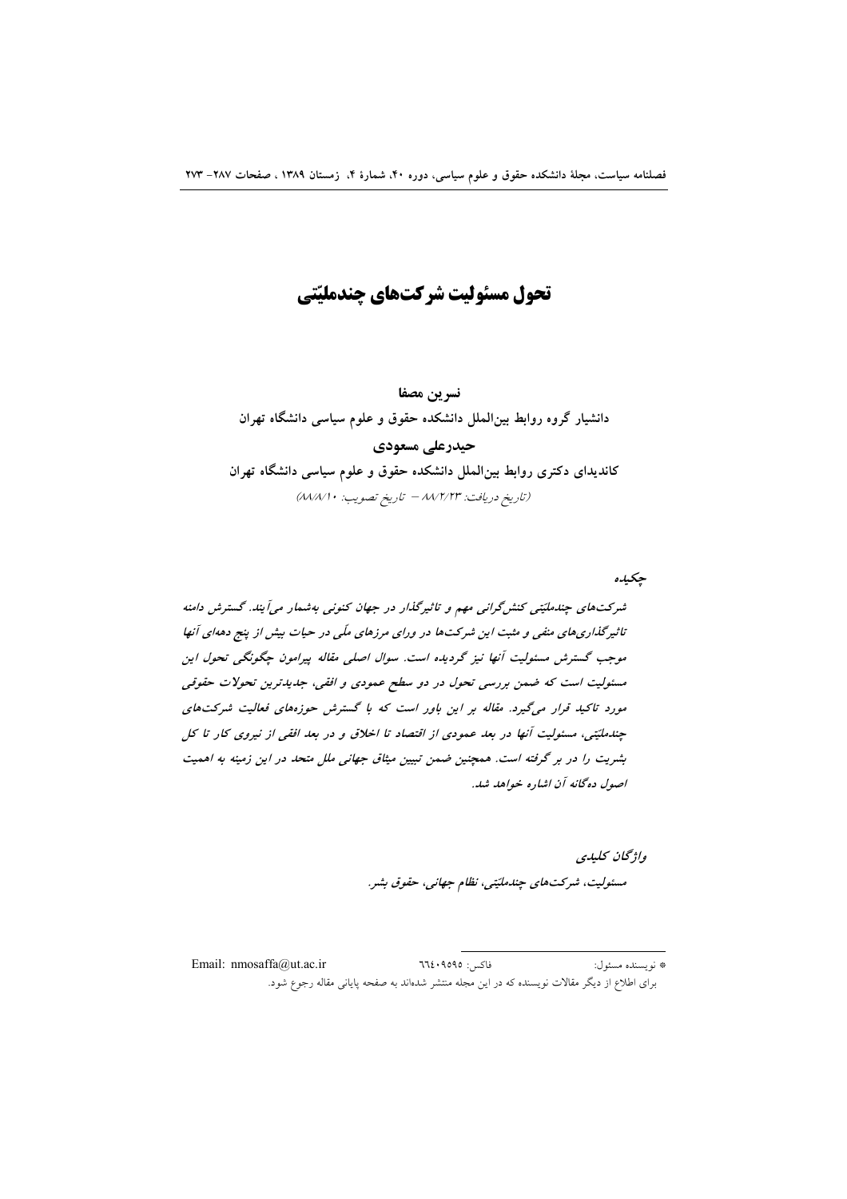# تحول مسئولیت شرکت‌های چندملیّتی

**نسرین مصفا**

**دانشیار گروه روابط بین‌الملل دانشکده حقوق و علوم سیاسی دانشگاه تهران**

**حیدرعلی مسعودی**

**کاندیدای دکتری روابط بین‌الملل دانشکده حقوق و علوم سیاسی دانشگاه تهران**

*(تاریخ دریافت: ۸۸/۲/۲۳ – تاریخ تصویب: ۸۸/۸/۱۰)*

**چکیده**

*شرکت‌های چندملیّتی کنش‌گرانی مهم و تاثیرگذار در جهان کنونی به‌شمار می‌آیند. گسترش دامنه تاثیرگذاری‌های منفی و مثبت این شرکت‌ها در ورای مرزهای ملّی در حیات بیش از پنج دهه‌ای آنها موجب گسترش مسئولیت آنها نیز گردیده است. سوال اصلی مقاله پیرامون چگونگی تحول این مسئولیت است که ضمن بررسی تحول در دو سطح عمودی و افقی، جدیدترین تحولات حقوقی مورد تاکید قرار می‌گیرد. مقاله بر این باور است که با گسترش حوزه‌های فعالیت شرکت‌های چندملیّتی، مسئولیت آنها در بعد عمودی از اقتصاد تا اخلاق و در بعد افقی از نیروی کار تا کل بشریت را در بر گرفته است. همچنین ضمن تبیین میثاق جهانی ملل متحد در این زمینه به اهمیت اصول ده‌گانه آن اشاره خواهد شد.*

**واژگان کلیدی**

*مسئولیت، شرکت‌های چندملیّتی، نظام جهانی، حقوق بشر.*

---

\* نویسنده مسئول: فاکس: ۶۶۴۰۹۵۹۵ Email: nmosaffa@ut.ac.ir

برای اطلاع از دیگر مقالات نویسنده که در این مجله منتشر شده‌اند به صفحه پایانی مقاله رجوع شود.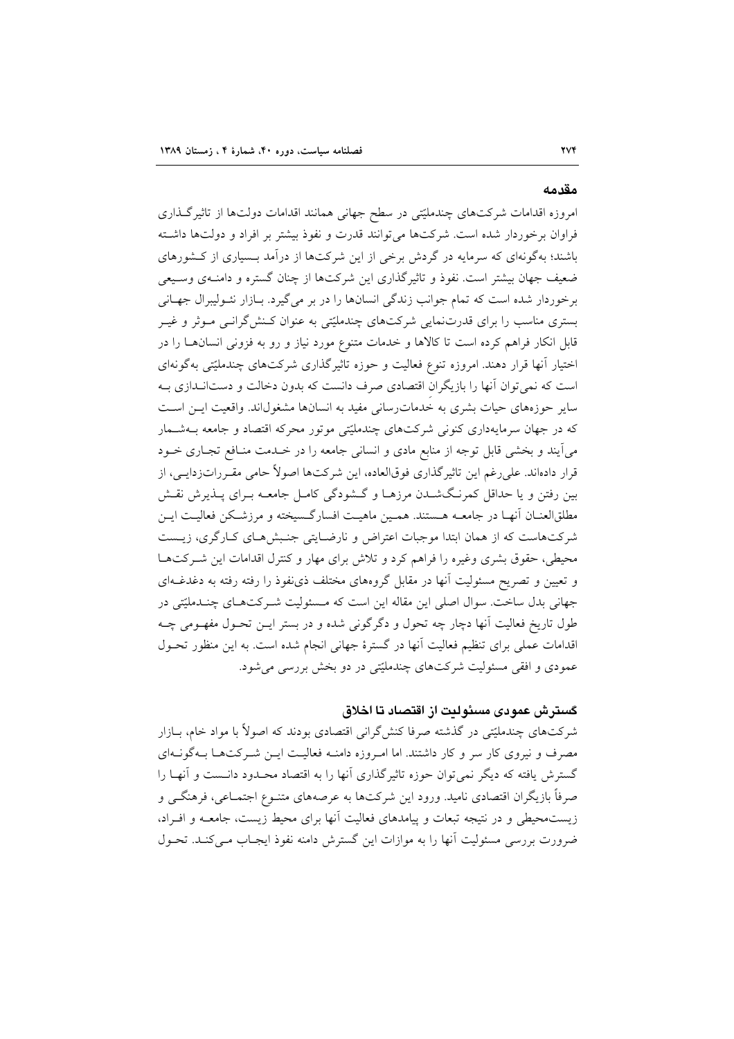## مقدمه

امروزه اقدامات شرکت‌های چندملیّتی در سطح جهانی همانند اقدامات دولت‌ها از تاثیرگذاری فراوان برخوردار شده است. شرکت‌ها می‌توانند قدرت و نفوذ بیشتر بر افراد و دولت‌ها داشته باشند؛ به‌گونه‌ای که سرمایه در گردش برخی از این شرکت‌ها از درآمد بسیاری از کشورهای ضعیف جهان بیشتر است. نفوذ و تاثیرگذاری این شرکت‌ها از چنان گستره و دامنه‌ی وسیعی برخوردار شده است که تمام جوانب زندگی انسان‌ها را در بر می‌گیرد. بازار نئولیبرال جهانی بستری مناسب را برای قدرت‌نمایی شرکت‌های چندملیّتی به عنوان کنش‌گرانی موثر و غیر قابل انکار فراهم کرده است تا کالاها و خدمات متنوع مورد نیاز و رو به فزونی انسان‌ها را در اختیار آنها قرار دهند. امروزه تنوع فعالیت و حوزه تاثیرگذاری شرکت‌های چندملیّتی به‌گونه‌ای است که نمی‌توان آنها را بازیگرانِ اقتصادی صرف دانست که بدون دخالت و دست‌اندازی به سایر حوزه‌های حیات بشری به خدمات‌رسانی مفید به انسان‌ها مشغول‌اند. واقعیت این است که در جهان سرمایه‌داری کنونی شرکت‌های چندملیّتی موتور محرکه اقتصاد و جامعه به‌شمار می‌آیند و بخشی قابل توجه از منابع مادی و انسانی جامعه را در خدمت منافع تجاری خود قرار داده‌اند. علی‌رغم این تاثیرگذاری فوق‌العاده، این شرکت‌ها اصولاً حامی مقررات‌زدایی، از بین رفتن و یا حداقل کمرنگ‌شدن مرزها و گشودگی کامل جامعه برای پذیرش نقش مطلق‌العنان آنها در جامعه هستند. همین ماهیت افسارگسیخته و مرزشکن فعالیت این شرکت‌هاست که از همان ابتدا موجبات اعتراض و نارضایتی جنبش‌های کارگری، زیست محیطی، حقوق بشری وغیره را فراهم کرد و تلاش برای مهار و کنترل اقدامات این شرکت‌ها و تعیین و تصریح مسئولیت آنها در مقابل گروه‌های مختلف ذی‌نفوذ را رفته رفته به دغدغه‌ای جهانی بدل ساخت. سوال اصلی این مقاله این است که مسئولیت شرکت‌های چندملیّتی در طول تاریخ فعالیت آنها دچار چه تحول و دگرگونی شده و در بستر این تحول مفهومی چه اقدامات عملی برای تنظیم فعالیت آنها در گسترهٔ جهانی انجام شده است. به این منظور تحول عمودی و افقی مسئولیت شرکت‌های چندملیّتی در دو بخش بررسی می‌شود.

### گسترش عمودی مسئولیت از اقتصاد تا اخلاق

شرکت‌های چندملیّتی در گذشته صرفا کنش‌گرانی اقتصادی بودند که اصولاً با مواد خام، بازار مصرف و نیروی کار سر و کار داشتند. اما امروزه دامنه فعالیت این شرکت‌ها به‌گونه‌ای گسترش یافته که دیگر نمی‌توان حوزه تاثیرگذاری آنها را به اقتصاد محدود دانست و آنها را صرفاً بازیگران اقتصادی نامید. ورود این شرکت‌ها به عرصه‌های متنوع اجتماعی، فرهنگی و زیست‌محیطی و در نتیجه تبعات و پیامدهای فعالیت آنها برای محیط زیست، جامعه و افراد، ضرورت بررسی مسئولیت آنها را به موازات این گسترش دامنه نفوذ ایجاب می‌کند. تحول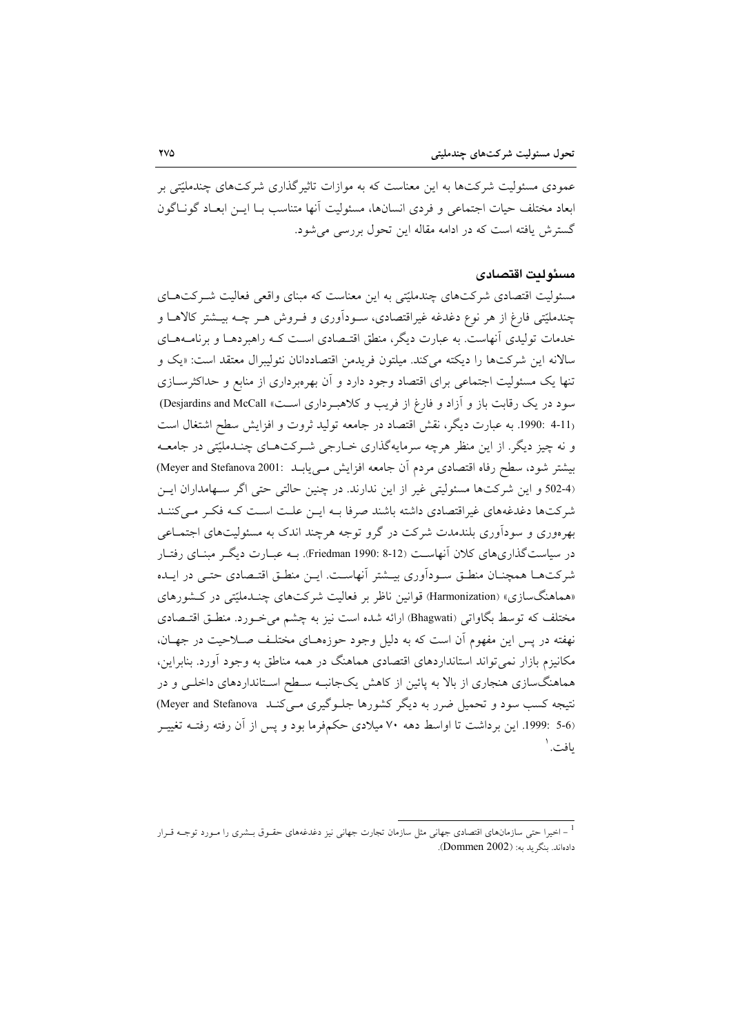عمودی مسئولیت شرکت‌ها به این معناست که به موازات تاثیرگذاری شرکت‌های چندملیّتی بر ابعاد مختلف حیات اجتماعی و فردی انسان‌ها، مسئولیت آنها متناسب با این ابعاد گوناگون گسترش یافته است که در ادامه مقاله این تحول بررسی می‌شود.

### مسئولیت اقتصادی

مسئولیت اقتصادی شرکت‌های چندملیّتی به این معناست که مبنای واقعی فعالیت شرکت‌های چندملیّتی فارغ از هر نوع دغدغه غیراقتصادی، سودآوری و فروش هر چه بیشتر کالاها و خدمات تولیدی آنهاست. به عبارت دیگر، منطق اقتصادی است که راهبردها و برنامه‌های سالانه این شرکت‌ها را دیکته می‌کند. میلتون فریدمن اقتصاددانان نئولیبرال معتقد است: «یک و تنها یک مسئولیت اجتماعی برای اقتصاد وجود دارد و آن بهره‌برداری از منابع و حداکثرسازی سود در یک رقابت باز و آزاد و فارغ از فریب و کلاهبرداری است» (Desjardins and McCall 1990: 4-11). به عبارت دیگر، نقش اقتصاد در جامعه تولید ثروت و افزایش سطح اشتغال است و نه چیز دیگر. از این منظر هرچه سرمایه‌گذاری خارجی شرکت‌های چندملیّتی در جامعه بیشتر شود، سطح رفاه اقتصادی مردم آن جامعه افزایش می‌یابد (Meyer and Stefanova 2001: 502-4) و این شرکت‌ها مسئولیتی غیر از این ندارند. در چنین حالتی حتی اگر سهامداران این شرکت‌ها دغدغه‌های غیراقتصادی داشته باشند صرفا به این علت است که فکر می‌کنند بهره‌وری و سودآوری بلندمدت شرکت در گرو توجه هرچند اندک به مسئولیت‌های اجتماعی در سیاست‌گذاری‌های کلان آنهاست (Friedman 1990: 8-12). به عبارت دیگر مبنای رفتار شرکت‌ها همچنان منطق سودآوری بیشتر آنهاست. این منطق اقتصادی حتی در ایده «هماهنگ‌سازی» (Harmonization) قوانین ناظر بر فعالیت شرکت‌های چندملیّتی در کشورهای مختلف که توسط بگاواتی (Bhagwati) ارائه شده است نیز به چشم می‌خورد. منطق اقتصادی نهفته در پس این مفهوم آن است که به دلیل وجود حوزه‌های مختلف صلاحیت در جهان، مکانیزم بازار نمی‌تواند استانداردهای اقتصادی هماهنگ در همه مناطق به وجود آورد. بنابراین، هماهنگ‌سازی هنجاری از بالا به پائین از کاهش یک‌جانبه سطح استانداردهای داخلی و در نتیجه کسب سود و تحمیل ضرر به دیگر کشورها جلوگیری می‌کند (Meyer and Stefanova 1999: 5-6). این برداشت تا اواسط دهه ۷۰ میلادی حکم‌فرما بود و پس از آن رفته رفته تغییر یافت.[1]

---

[1] - اخیرا حتی سازمان‌های اقتصادی جهانی مثل سازمان تجارت جهانی نیز دغدغه‌های حقوق بشری را مورد توجه قرار داده‌اند. بنگرید به: (Dommen 2002).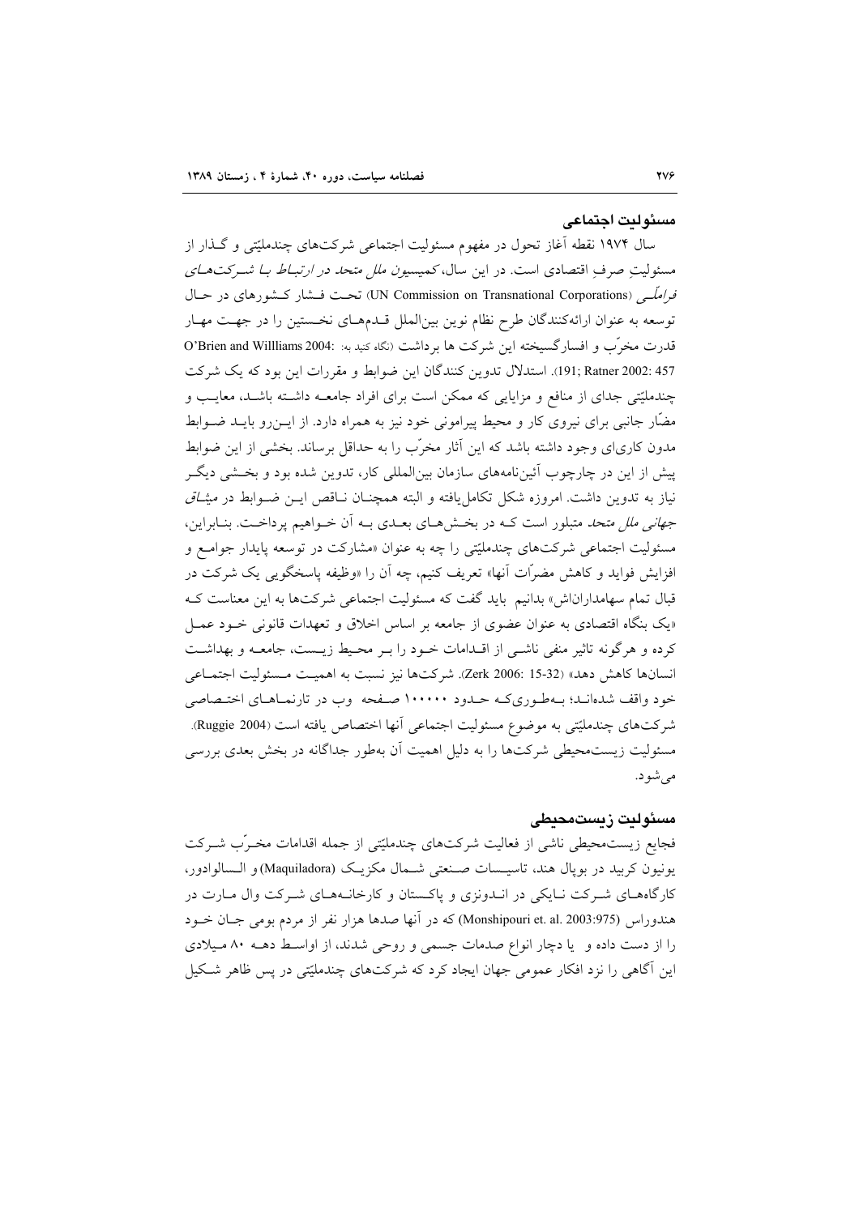## مسئولیت اجتماعی

سال ۱۹۷۴ نقطه آغاز تحول در مفهوم مسئولیت اجتماعی شرکت‌های چندملیّتی و گذار از مسئولیتِ صرفِ اقتصادی است. در این سال، *کمیسیون ملل متحد در ارتباط با شرکت‌های فراملّی* (UN Commission on Transnational Corporations) تحت فشار کشورهای در حال توسعه به عنوان ارائه‌کنندگان طرح نظام نوین بین‌الملل قدم‌های نخستین را در جهت مهار قدرت مخرّب و افسارگسیخته این شرکت ها برداشت (نگاه کنید به: O'Brien and Willliams 2004: 191; Ratner 2002: 457). استدلال تدوین کنندگان این ضوابط و مقررات این بود که یک شرکت چندملیّتی جدای از منافع و مزایایی که ممکن است برای افراد جامعه داشته باشد، معایب و مضّار جانبی برای نیروی کار و محیط پیرامونی خود نیز به همراه دارد. از این‌رو باید ضوابط مدون کاری‌ای وجود داشته باشد که این آثار مخرّب را به حداقل برساند. بخشی از این ضوابط پیش از این در چارچوب آئین‌نامه‌های سازمان بین‌المللی کار، تدوین شده بود و بخشی دیگر نیاز به تدوین داشت. امروزه شکل تکامل‌یافته و البته همچنان ناقص این ضوابط در *میثاق جهانی ملل متحد* متبلور است که در بخش‌های بعدی به آن خواهیم پرداخت. بنابراین، مسئولیت اجتماعی شرکت‌های چندملیّتی را چه به عنوان «مشارکت در توسعه پایدار جوامع و افزایش فواید و کاهش مضرّات آنها» تعریف کنیم، چه آن را «وظیفه پاسخگویی یک شرکت در قبال تمام سهامداراناش» بدانیم باید گفت که مسئولیت اجتماعی شرکت‌ها به این معناست که «یک بنگاه اقتصادی به عنوان عضوی از جامعه بر اساس اخلاق و تعهدات قانونی خود عمل کرده و هرگونه تاثیر منفی ناشی از اقدامات خود را بر محیط زیست، جامعه و بهداشت انسان‌ها کاهش دهد» (Zerk 2006: 15-32). شرکت‌ها نیز نسبت به اهمیت مسئولیت اجتماعی خود واقف شده‌اند؛ به‌طوری‌که حدود ۱۰۰۰۰۰ صفحه وب در تارنماهای اختصاصی شرکت‌های چندملیّتی به موضوع مسئولیت اجتماعی آنها اختصاص یافته است (Ruggie 2004). مسئولیت زیست‌محیطی شرکت‌ها را به دلیل اهمیت آن به‌طور جداگانه در بخش بعدی بررسی می‌شود.

## مسئولیت زیست‌محیطی

فجایع زیست‌محیطی ناشی از فعالیت شرکت‌های چندملیّتی از جمله اقدامات مخرّب شرکت یونیون کربید در بوپال هند، تاسیسات صنعتی شمال مکزیک (Maquiladora) و السالوادور، کارگاه‌های شرکت نایکی در اندونزی و پاکستان و کارخانه‌های شرکت وال مارت در هندوراس (Monshipouri et. al. 2003:975) که در آنها صدها هزار نفر از مردم بومی جان خود را از دست داده و یا دچار انواع صدمات جسمی و روحی شدند، از اواسط دهه ۸۰ میلادی این آگاهی را نزد افکار عمومی جهان ایجاد کرد که شرکت‌های چندملیّتی در پس ظاهر شکیل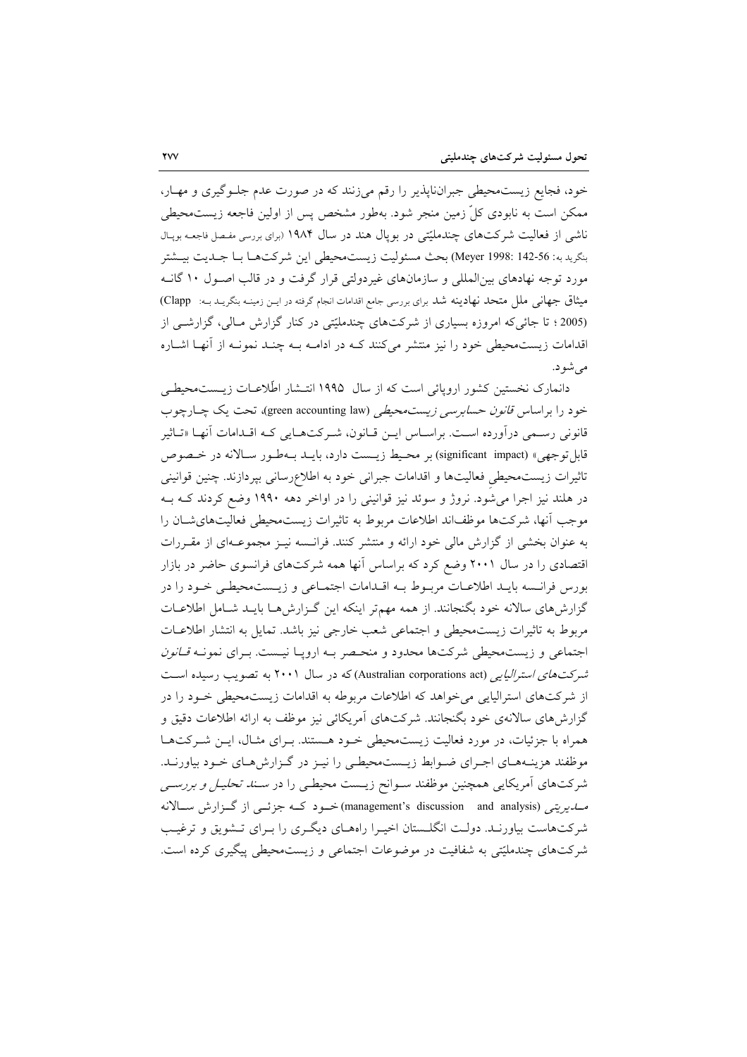خود، فجایع زیست‌محیطی جبران‌ناپذیر را رقم می‌زنند که در صورت عدم جلوگیری و مهار، ممکن است به نابودی کلّ زمین منجر شود. به‌طور مشخص پس از اولین فاجعه زیست‌محیطی ناشی از فعالیت شرکت‌های چندملیّتی در بوپال هند در سال ۱۹۸۴ (برای بررسی مفصل فاجعه بوپال بنگرید به: Meyer 1998: 142-56) بحث مسئولیت زیست‌محیطی این شرکت‌ها با جدیت بیشتر مورد توجه نهادهای بین‌المللی و سازمان‌های غیردولتی قرار گرفت و در قالب اصول ۱۰ گانه میثاق جهانی ملل متحد نهادینه شد برای بررسی جامع اقدامات انجام گرفته در این زمینه بنگرید به: Clapp (2005 ؛ تا جائی‌که امروزه بسیاری از شرکت‌های چندملیّتی در کنار گزارش مالی، گزارشی از اقدامات زیست‌محیطی خود را نیز منتشر می‌کنند که در ادامه به چند نمونه از آنها اشاره می‌شود.

دانمارک نخستین کشور اروپائی است که از سال ۱۹۹۵ انتشار اطّلاعات زیست‌محیطی خود را براساس *قانون حسابرسی زیست‌محیطی* (green accounting law)، تحت یک چارچوب قانونی رسمی درآورده است. براساس این قانون، شرکت‌هایی که اقدامات آنها «تاثیر قابل‌توجهی» (significant impact) بر محیط زیست دارد، باید به‌طور سالانه در خصوص تاثیرات زیست‌محیطی فعالیت‌ها و اقدامات جبرانی خود به اطلاع‌رسانی بپردازند. چنین قوانینی در هلند نیز اجرا می‌شود. نروژ و سوئد نیز قوانینی را در اواخر دهه ۱۹۹۰ وضع کردند که به موجب آنها، شرکت‌ها موظف‌اند اطلاعات مربوط به تاثیرات زیست‌محیطی فعالیت‌های‌شان را به عنوان بخشی از گزارش مالی خود ارائه و منتشر کنند. فرانسه نیز مجموعه‌ای از مقررات اقتصادی را در سال ۲۰۰۱ وضع کرد که براساس آنها همه شرکت‌های فرانسوی حاضر در بازار بورس فرانسه باید اطلاعات مربوط به اقدامات اجتماعی و زیست‌محیطی خود را در گزارش‌های سالانه خود بگنجانند. از همه مهم‌تر اینکه این گزارش‌ها باید شامل اطلاعات مربوط به تاثیرات زیست‌محیطی و اجتماعی شعب خارجی نیز باشد. تمایل به انتشار اطلاعات اجتماعی و زیست‌محیطی شرکت‌ها محدود و منحصر به اروپا نیست. برای نمونه *قانون شرکت‌های استرالیایی* (Australian corporations act) که در سال ۲۰۰۱ به تصویب رسیده است از شرکت‌های استرالیایی می‌خواهد که اطلاعات مربوطه به اقدامات زیست‌محیطی خود را در گزارش‌های سالانه‌ی خود بگنجانند. شرکت‌های آمریکائی نیز موظف به ارائه اطلاعات دقیق و همراه با جزئیات، در مورد فعالیت زیست‌محیطی خود هستند. برای مثال، این شرکت‌ها موظفند هزینه‌های اجرای ضوابط زیست‌محیطی را نیز در گزارش‌های خود بیاورند. شرکت‌های آمریکایی همچنین موظفند سوانح زیست محیطی را در *سند تحلیل و بررسی مدیریتی* (management's discussion and analysis) خود که جزئی از گزارش سالانه شرکت‌هاست بیاورند. دولت انگلستان اخیرا راه‌های دیگری را برای تشویق و ترغیب شرکت‌های چندملیّتی به شفافیت در موضوعات اجتماعی و زیست‌محیطی پیگیری کرده است.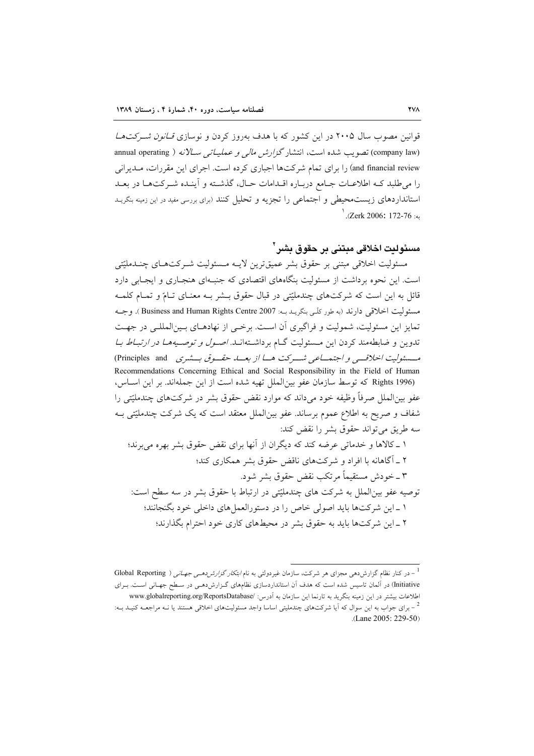قوانین مصوب سال ۲۰۰۵ در این کشور که با هدف به‌روز کردن و نوسازی *قانون شرکت‌ها* (company law) تصویب شده است، انتشار *گزارش مالی و عملیاتی سالانه* (annual operating and financial review) را برای تمام شرکت‌ها اجباری کرده است. اجرای این مقررات، مدیرانی را می‌طلبد که اطلاعات جامع درباره اقدامات حال، گذشته و آینده شرکت‌ها در بعد استانداردهای زیست‌محیطی و اجتماعی را تجزیه و تحلیل کنند (برای بررسی مفید در این زمینه بنگرید به: Zerk 2006: 172-76).[1]

## مسئولیت اخلاقی مبتنی بر حقوق بشر[2]

مسئولیت اخلاقی مبتنی بر حقوق بشر عمیق‌ترین لایه مسئولیت شرکت‌های چندملیّتی است. این نحوه برداشت از مسئولیت بنگاه‌های اقتصادی که جنبه‌ای هنجاری و ایجابی دارد قائل به این است که شرکت‌های چندملیّتی در قبال حقوق بشر به معنای تامّ و تمام کلمه مسئولیت اخلاقی دارند (به طور کلّی بنگرید به: Business and Human Rights Centre 2007). وجه تمایز این مسئولیت، شمولیت و فراگیری آن است. برخی از نهادهای بین‌المللی در جهت تدوین و ضابطه‌مند کردن این مسئولیت گام برداشته‌اند. *اصول و توصیه‌ها در ارتباط با مسئولیت اخلاقی و اجتماعی شرکت ها از بعد حقوق بشری* (Principles and Recommendations Concerning Ethical and Social Responsibility in the Field of Human Rights 1996) که توسط سازمان عفو بین‌الملل تهیه شده است از این جمله‌اند. بر این اساس، عفو بین‌الملل صرفاً وظیفه خود می‌داند که موارد نقض حقوق بشر در شرکت‌های چندملیّتی را شفاف و صریح به اطلاع عموم برساند. عفو بین‌الملل معتقد است که یک شرکت چندملیّتی به سه طریق می‌تواند حقوق بشر را نقض کند:

۱ ـ کالاها و خدماتی عرضه کند که دیگران از آنها برای نقض حقوق بشر بهره می‌برند؛

۲ ـ آگاهانه با افراد و شرکت‌های ناقض حقوق بشر همکاری کند؛

۳ ـ خودش مستقیماً مرتکب نقض حقوق بشر شود.

توصیه عفو بین‌الملل به شرکت های چندملیّتی در ارتباط با حقوق بشر در سه سطح است:

۱ ـ این شرکت‌ها باید اصولی خاص را در دستورالعمل‌های داخلی خود بگنجانند؛

۲ ـ این شرکت‌ها باید به حقوق بشر در محیط‌های کاری خود احترام بگذارند؛

---

[1] ـ در کنار نظام گزارش‌دهی مجزای هر شرکت، سازمان غیردولتی به نام *ابتکار گزارش‌دهی جهانی* (Global Reporting Initiative) در آلمان تاسیس شده است که هدف آن استانداردسازی نظام‌های گزارش‌دهی در سطح جهانی است. برای اطلاعات بیشتر در این زمینه بنگرید به تارنما این سازمان به آدرس: www.globalreporting.org/ReportsDatabase/

[2] ـ برای جواب به این سوال که آیا شرکت‌های چندملیتی اساسا واجد مسئولیت‌های اخلاقی هستند یا نه مراجعه کنید به: (Lane 2005: 229-50).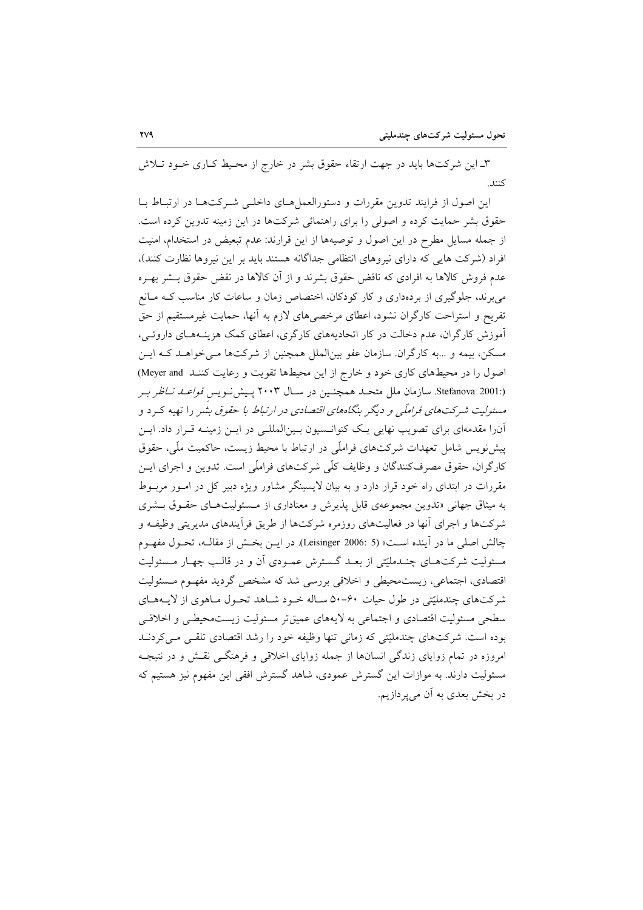۳ـ این شرکت‌ها باید در جهت ارتقاء حقوق بشر در خارج از محیط کاری خود تلاش کنند.

این اصول از فرایند تدوین مقررات و دستورالعمل‌های داخلی شرکت‌ها در ارتباط با حقوق بشر حمایت کرده و اصولی را برای راهنمائی شرکت‌ها در این زمینه تدوین کرده است. از جمله مسایل مطرح در این اصول و توصیه‌ها از این قرارند: عدم تبعیض در استخدام، امنیت افراد (شرکت هایی که دارای نیروهای انتظامی جداگانه هستند باید بر این نیروها نظارت کنند)، عدم فروش کالاها به افرادی که ناقض حقوق بشرند و از آن کالاها در نقض حقوق بشر بهره می‌برند، جلوگیری از برده‌داری و کار کودکان، اختصاص زمان و ساعات کار مناسب که مانع تفریح و استراحت کارگران نشود، اعطای مرخصی‌های لازم به آنها، حمایت غیرمستقیم از حق آموزش کارگران، عدم دخالت در کار اتحادیه‌های کارگری، اعطای کمک هزینه‌های داروئی، مسکن، بیمه و ...به کارگران. سازمان عفو بین‌الملل همچنین از شرکت‌ها می‌خواهد که این اصول را در محیط‌های کاری خود و خارج از این محیط‌ها تقویت و رعایت کنند (Meyer and Stefanova 2001:). سازمان ملل متحد همچنین در سال ۲۰۰۳ پیش‌نویس *قواعد ناظر بر مسئولیت شرکت‌های فراملّی و دیگر بنگاه‌های اقتصادی در ارتباط با حقوق بشر* را تهیه کرد و آن‌را مقدمه‌ای برای تصویب نهایی یک کنوانسیون بین‌المللی در این زمینه قرار داد. این پیش‌نویس شامل تعهدات شرکت‌های فراملّی در ارتباط با محیط زیست، حاکمیت ملّی، حقوق کارگران، حقوق مصرف‌کنندگان و وظایف کلّی شرکت‌های فراملّی است. تدوین و اجرای این مقررات در ابتدای راه خود قرار دارد و به بیان لایسینگر مشاور ویژه دبیر کل در امور مربوط به میثاق جهانی «تدوین مجموعه‌ی قابل پذیرش و معناداری از مسئولیت‌های حقوق بشری شرکت‌ها و اجرای آنها در فعالیت‌های روزمره شرکت‌ها از طریق فرآیندهای مدیریتی وظیفه و چالش اصلی ما در آینده است» (Leisinger 2006: 5). در این بخش از مقاله، تحول مفهوم مسئولیت شرکت‌های چندملیّتی از بعد گسترش عمودی آن و در قالب چهار مسئولیت اقتصادی، اجتماعی، زیست‌محیطی و اخلاقی بررسی شد که مشخص گردید مفهوم مسئولیت شرکت‌های چندملیّتی در طول حیات ۶۰-۵۰ ساله خود شاهد تحول ماهوی از لایه‌های سطحی مسئولیت اقتصادی و اجتماعی به لایه‌های عمیق‌تر مسئولیت زیست‌محیطی و اخلاقی بوده است. شرکت‌های چندملیّتی که زمانی تنها وظیفه خود را رشد اقتصادی تلقی می‌کردند امروزه در تمام زوایای زندگی انسان‌ها از جمله زوایای اخلاقی و فرهنگی نقش و در نتیجه مسئولیت دارند. به موازات این گسترش عمودی، شاهد گسترش افقی این مفهوم نیز هستیم که در بخش بعدی به آن می‌پردازیم.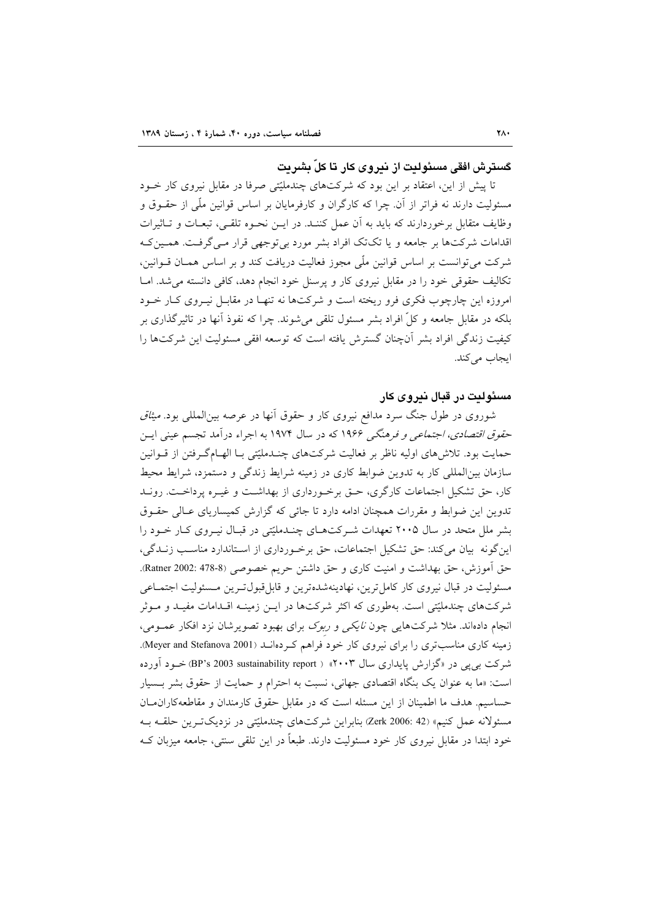## گسترش افقی مسئولیت از نیروی کار تا کلّ بشریت

تا پیش از این، اعتقاد بر این بود که شرکت‌های چندملیّتی صرفا در مقابل نیروی کار خـود مسئولیت دارند نه فراتر از آن. چرا که کارگران و کارفرمایان بر اساس قوانین ملّی از حقـوق و وظایف متقابل برخوردارند که باید به آن عمل کننـد. در ایـن نحـوه تلقـی، تبعـات و تـاثیرات اقدامات شرکت‌ها بر جامعه و یا تک‌تک افراد بشر مورد بی‌توجهی قرار مـی‌گرفـت. همـین‌کـه شرکت می‌توانست بر اساس قوانین ملّی مجوز فعالیت دریافت کند و بر اساس همـان قـوانین، تکالیف حقوقی خود را در مقابل نیروی کار و پرسنل خود انجام دهد، کافی دانسته می‌شد. امـا امروزه این چارچوب فکری فرو ریخته است و شرکت‌ها نه تنهـا در مقابـل نیـروی کـار خـود بلکه در مقابل جامعه و کلّ افراد بشر مسئول تلقی می‌شوند. چرا که نفوذ آنها در تاثیرگذاری بر کیفیت زندگی افراد بشر آن‌چنان گسترش یافته است که توسعه افقی مسئولیت این شرکت‌ها را ایجاب می‌کند.

## مسئولیت در قبال نیروی کار

شوروی در طول جنگ سرد مدافع نیروی کار و حقوق آنها در عرصه بین‌المللی بود. *میثاق حقوق اقتصادی، اجتماعی و فرهنگی* ۱۹۶۶ که در سال ۱۹۷۴ به اجراء درآمد تجسم عینی ایـن حمایت بود. تلاش‌های اولیه ناظر بر فعالیت شرکت‌های چنـدملیّتی بـا الهـام‌گـرفتن از قـوانین سازمان بین‌المللی کار به تدوین ضوابط کاری در زمینه شرایط زندگی و دستمزد، شرایط محیط کار، حق تشکیل اجتماعات کارگری، حـق برخـورداری از بهداشـت و غیـره پرداخـت. رونـد تدوین این ضوابط و مقررات همچنان ادامه دارد تا جائی که گزارش کمیساریای عـالی حقـوق بشر ملل متحد در سال ۲۰۰۵ تعهدات شـرکت‌هـای چنـدملیّتی در قبـال نیـروی کـار خـود را این‌گونه بیان می‌کند: حق تشکیل اجتماعات، حق برخـورداری از اسـتاندارد مناسـب زنـدگی، حق آموزش، حق بهداشت و امنیت کاری و حق داشتن حریم خصوصی (Ratner 2002: 478-8). مسئولیت در قبال نیروی کار کامل‌ترین، نهادینه‌شده‌ترین و قابل‌قبول‌تـرین مـسئولیت اجتمـاعی شرکت‌های چندملیّتی است. به‌طوری که اکثر شرکت‌ها در ایـن زمینـه اقـدامات مفیـد و مـوثر انجام داده‌اند. مثلا شرکت‌هایی چون *نایکی* و *ریبوک* برای بهبود تصویرشان نزد افکار عمـومی، زمینه کاری مناسب‌تری را برای نیروی کار خود فراهم کـرده‌انـد (Meyer and Stefanova 2001). شرکت بی‌پی در «گزارش پایداری سال ۲۰۰۳» (BP's 2003 sustainability report) خـود آورده است: «ما به عنوان یک بنگاه اقتصادی جهانی، نسبت به احترام و حمایت از حقوق بشر بـسیار حساسیم. هدف ما اطمینان از این مسئله است که در مقابل حقوق کارمندان و مقاطعه‌کاران‌مـان مسئولانه عمل کنیم» (Zerk 2006: 42) بنابراین شرکت‌های چندملیّتی در نزدیک‌تـرین حلقـه بـه خود ابتدا در مقابل نیروی کار خود مسئولیت دارند. طبعاً در این تلقی سنتی، جامعه میزبان کـه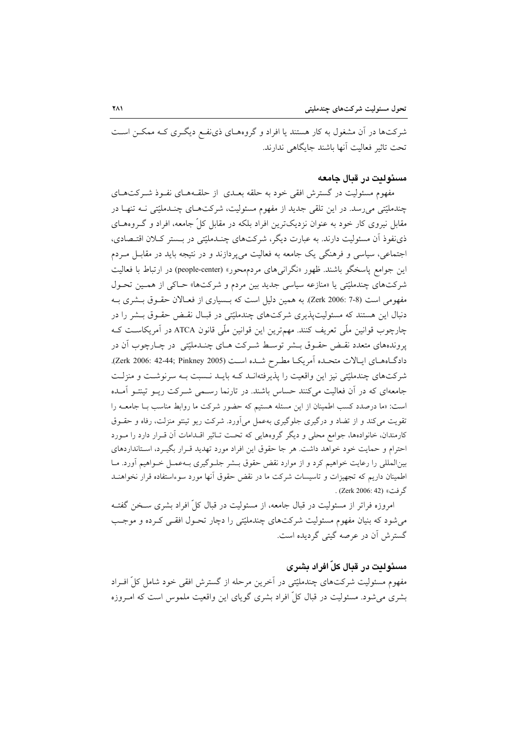شرکت‌ها در آن مشغول به کار هستند یا افراد و گروه‌های ذی‌نفع دیگری که ممکن است تحت تاثیر فعالیت آنها باشند جایگاهی ندارند.

## مسئولیت در قبال جامعه

مفهوم مسئولیت در گسترش افقی خود به حلقه بعدی از حلقه‌های نفوذ شرکت‌های چندملیّتی می‌رسد. در این تلقی جدید از مفهوم مسئولیت، شرکت‌های چندملیّتی نه تنها در مقابل نیروی کار خود به عنوان نزدیک‌ترین افراد بلکه در مقابل کلّ جامعه، افراد و گروه‌های ذی‌نفوذ آن مسئولیت دارند. به عبارت دیگر، شرکت‌های چندملیّتی در بستر کلان اقتصادی، اجتماعی، سیاسی و فرهنگی یک جامعه به فعالیت می‌پردازند و در نتیجه باید در مقابل مردم این جوامع پاسخگو باشند. ظهور «نگرانی‌های مردم‌محور» (people-center) در ارتباط با فعالیت شرکت‌های چندملیّتی یا «منازعه سیاسی جدید بین مردم و شرکت‌ها» حاکی از همین تحول مفهومی است (Zerk 2006: 7-8). به همین دلیل است که بسیاری از فعالان حقوق بشری به دنبال این هستند که مسئولیت‌پذیری شرکت‌های چندملیّتی در قبال نقض حقوق بشر را در چارچوب قوانین ملّی تعریف کنند. مهم‌ترین این قوانین ملّی قانون ATCA در آمریکاست که پرونده‌های متعدد نقض حقوق بشر توسط شرکت های چندملیّتی در چارچوب آن در دادگاه‌های ایالات متحده آمریکا مطرح شده است (Zerk 2006: 42-44; Pinkney 2005). شرکت‌های چندملیّتی نیز این واقعیت را پذیرفته‌اند که باید نسبت به سرنوشت و منزلت جامعه‌ای که در آن فعالیت می‌کنند حساس باشند. در تارنما رسمی شرکت ریو تینتو آمده است: «ما درصدد کسب اطمینان از این مسئله هستیم که حضور شرکت ما روابط مناسب با جامعه را تقویت می‌کند و از تضاد و درگیری جلوگیری به‌عمل می‌آورد. شرکت ریو تینتو منزلت، رفاه و حقوق کارمندان، خانواده‌ها، جوامع محلی و دیگر گروه‌هایی که تحت تاثیر اقدامات آن قرار دارد را مورد احترام و حمایت خود خواهد داشت. هر جا حقوق این افراد مورد تهدید قرار بگیرد، استانداردهای بین‌المللی را رعایت خواهیم کرد و از موارد نقض حقوق بشر جلوگیری به‌عمل خواهیم آورد. ما اطمینان داریم که تجهیزات و تاسیسات شرکت ما در نقض حقوق آنها مورد سوءاستفاده قرار نخواهند گرفت» (Zerk 2006: 42) .

امروزه فراتر از مسئولیت در قبال جامعه، از مسئولیت در قبال کلّ افراد بشری سخن گفته می‌شود که بنیان مفهوم مسئولیت شرکت‌های چندملیّتی را دچار تحول افقی کرده و موجب گسترش آن در عرصه گیتی گردیده است.

## مسئولیت در قبال کلّ افراد بشری

مفهوم مسئولیت شرکت‌های چندملیّتی در آخرین مرحله از گسترش افقی خود شامل کلّ افراد بشری می‌شود. مسئولیت در قبال کلّ افراد بشری گویای این واقعیت ملموس است که امروزه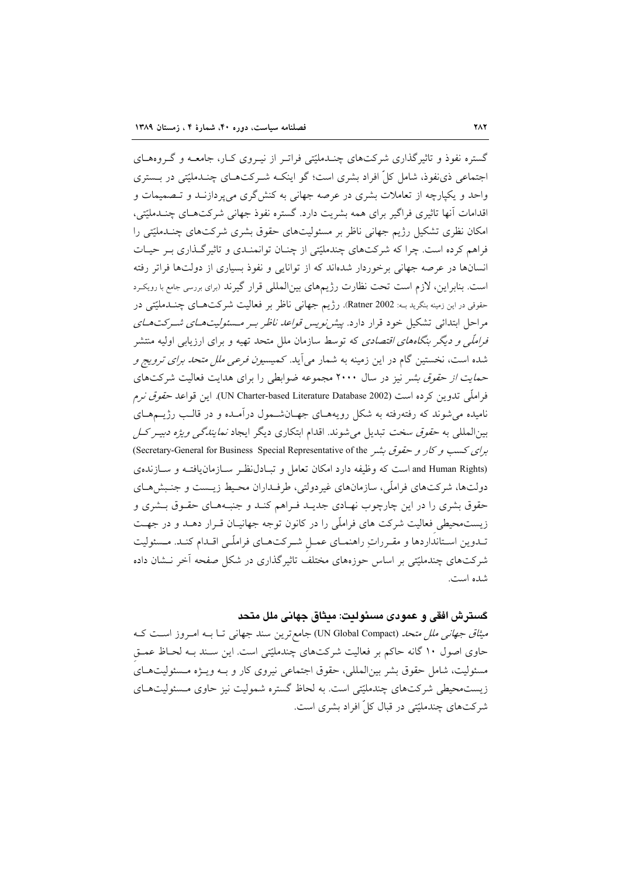گستره نفوذ و تاثیرگذاری شرکت‌های چندملیّتی فراتر از نیروی کار، جامعه و گروه‌های اجتماعی ذی‌نفوذ، شامل کلّ افراد بشری است؛ گو اینکه شرکت‌های چندملیّتی در بستری واحد و یکپارچه از تعاملات بشری در عرصه جهانی به کنش‌گری می‌پردازند و تصمیمات و اقدامات آنها تاثیری فراگیر برای همه بشریت دارد. گستره نفوذ جهانی شرکت‌های چندملیّتی، امکان نظری تشکیل رژیم جهانی ناظر بر مسئولیت‌های حقوق بشری شرکت‌های چندملیّتی را فراهم کرده است. چرا که شرکت‌های چندملیّتی از چنان توانمندی و تاثیرگذاری بر حیات انسان‌ها در عرصه جهانی برخوردار شده‌اند که از توانایی و نفوذ بسیاری از دولت‌ها فراتر رفته است. بنابراین، لازم است تحت نظارت رژیم‌های بین‌المللی قرار گیرند (برای بررسی جامع با رویکرد حقوقی در این زمینه بنگرید به: Ratner 2002). رژیم جهانی ناظر بر فعالیت شرکت‌های چندملیّتی در مراحل ابتدائی تشکیل خود قرار دارد. *پیش‌نویس قواعد ناظر بر مسئولیت‌های شرکت‌های فراملّی و دیگر بنگاه‌های اقتصادی* که توسط سازمان ملل متحد تهیه و برای ارزیابی اولیه منتشر شده است، نخستین گام در این زمینه به شمار می‌آید. *کمیسیون فرعی ملل متحد برای ترویج و حمایت از حقوق بشر* نیز در سال ۲۰۰۰ مجموعه ضوابطی را برای هدایت فعالیت شرکت‌های فراملّی تدوین کرده است (UN Charter-based Literature Database 2002). این قواعد *حقوق نرم* نامیده می‌شوند که رفته‌رفته به شکل رویه‌های جهان‌شمول درآمده و در قالب رژیم‌های بین‌المللی به *حقوق سخت* تبدیل می‌شوند. اقدام ابتکاری دیگر ایجاد *نمایندگی ویژه دبیر کل برای کسب و کار و حقوق بشر* (Secretary-General for Business Special Representative of the and Human Rights) است که وظیفه دارد امکان تعامل و تبادل‌نظر سازمان‌یافته و سازنده‌ی دولت‌ها، شرکت‌های فراملّی، سازمان‌های غیردولتی، طرفداران محیط زیست و جنبش‌های حقوق بشری را در این چارچوب نهادی جدید فراهم کند و جنبه‌های حقوق بشری و زیست‌محیطی فعالیت شرکت های فراملّی را در کانون توجه جهانیان قرار دهد و در جهت تدوین استانداردها و مقرراتِ راهنمای عملِ شرکت‌های فراملّی اقدام کند. مسئولیت شرکت‌های چندملیّتی بر اساس حوزه‌های مختلف تاثیرگذاری در شکل صفحه آخر نشان داده شده است.

### گسترش افقی و عمودی مسئولیت: میثاق جهانی ملل متحد

*میثاق جهانی ملل متحد* (UN Global Compact) جامع‌ترین سند جهانی تا به امروز است که حاوی اصول ۱۰ گانه حاکم بر فعالیت شرکت‌های چندملیّتی است. این سند به لحاظ عمقِ مسئولیت، شامل حقوق بشر بین‌المللی، حقوق اجتماعی نیروی کار و به ویژه مسئولیت‌های زیست‌محیطی شرکت‌های چندملیّتی است. به لحاظ گستره شمولیت نیز حاوی مسئولیت‌های شرکت‌های چندملیّتی در قبال کلّ افراد بشری است.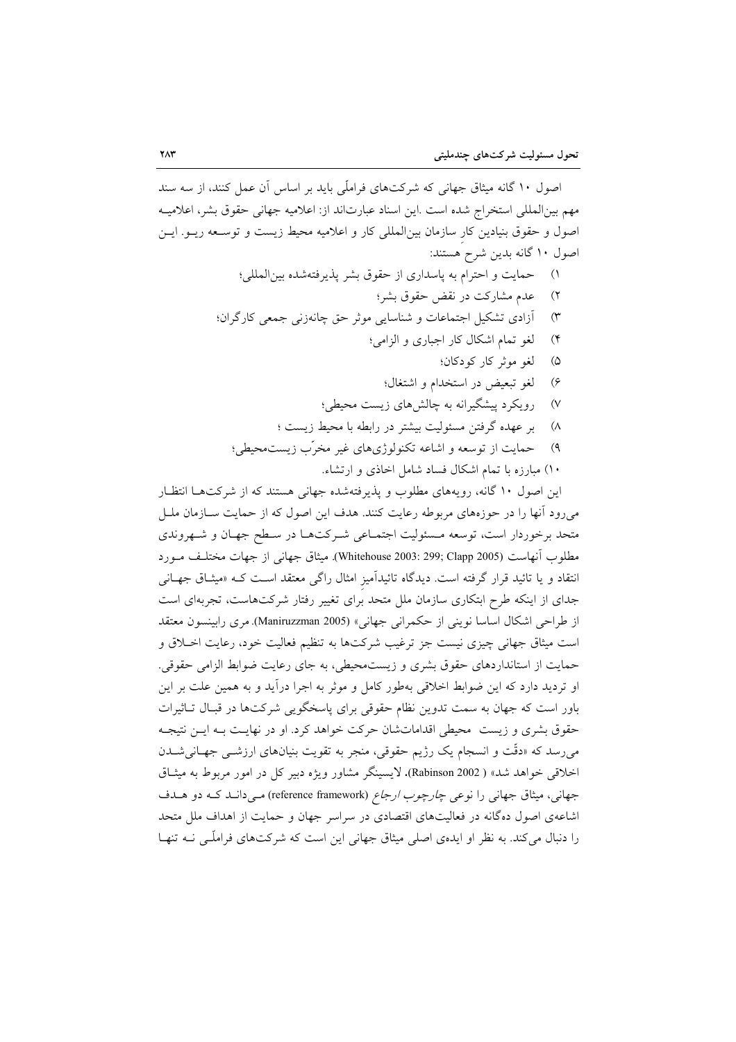اصول ۱۰ گانه میثاق جهانی که شرکت‌های فراملّی باید بر اساس آن عمل کنند، از سه سند مهم بین‌المللی استخراج شده است .این اسناد عبارت‌اند از: اعلامیه جهانی حقوق بشر، اعلامیه اصول و حقوق بنیادین کارِ سازمان بین‌المللی کار و اعلامیه محیط زیست و توسعه ریو. این اصول ۱۰ گانه بدین شرح هستند:

۱) حمایت و احترام به پاسداری از حقوق بشر پذیرفته‌شده بین‌المللی؛
۲) عدم مشارکت در نقض حقوق بشر؛
۳) آزادی تشکیل اجتماعات و شناسایی موثر حق چانه‌زنی جمعی کارگران؛
۴) لغو تمام اشکال کار اجباری و الزامی؛
۵) لغو موثر کار کودکان؛
۶) لغو تبعیض در استخدام و اشتغال؛
۷) رویکرد پیشگیرانه به چالش‌های زیست محیطی؛
۸) بر عهده گرفتن مسئولیت بیشتر در رابطه با محیط زیست ؛
۹) حمایت از توسعه و اشاعه تکنولوژی‌های غیر مخرّب زیست‌محیطی؛
۱۰) مبارزه با تمام اشکال فساد شامل اخاذی و ارتشاء.

این اصول ۱۰ گانه، رویه‌های مطلوب و پذیرفته‌شده جهانی هستند که از شرکت‌ها انتظار می‌رود آنها را در حوزه‌های مربوطه رعایت کنند. هدف این اصول که از حمایت سازمان ملل متحد برخوردار است، توسعه مسئولیت اجتماعی شرکت‌ها در سطح جهان و شهروندی مطلوب آنهاست (Whitehouse 2003: 299; Clapp 2005). میثاق جهانی از جهات مختلف مورد انتقاد و یا تائید قرار گرفته است. دیدگاه تائیدآمیزِ امثال راگی معتقد است که «میثاق جهانی جدای از اینکه طرح ابتکاری سازمان ملل متحد برای تغییر رفتار شرکت‌هاست، تجربه‌ای است از طراحی اشکال اساسا نوینی از حکمرانی جهانی» (Maniruzzman 2005). مری رابینسون معتقد است میثاق جهانی چیزی نیست جز ترغیب شرکت‌ها به تنظیم فعالیت خود، رعایت اخلاق و حمایت از استانداردهای حقوق بشری و زیست‌محیطی، به جای رعایت ضوابط الزامی حقوقی. او تردید دارد که این ضوابط اخلاقی به‌طور کامل و موثر به اجرا درآید و به همین علت بر این باور است که جهان به سمت تدوین نظام حقوقی برای پاسخگویی شرکت‌ها در قبال تاثیرات حقوق بشری و زیست محیطی اقداماتشان حرکت خواهد کرد. او در نهایت به این نتیجه می‌رسد که «دقّت و انسجام یک رژیم حقوقی، منجر به تقویت بنیان‌های ارزشی جهانی‌شدن اخلاقی خواهد شد» (Rabinson 2002). لایسینگر مشاور ویژه دبیر کل در امور مربوط به میثاق جهانی، میثاق جهانی را نوعی *چارچوب ارجاع* (reference framework) می‌داند که دو هدف اشاعه‌ی اصول ده‌گانه در فعالیت‌های اقتصادی در سراسر جهان و حمایت از اهداف ملل متحد را دنبال می‌کند. به نظر او ایده‌ی اصلی میثاق جهانی این است که شرکت‌های فراملّی نه تنها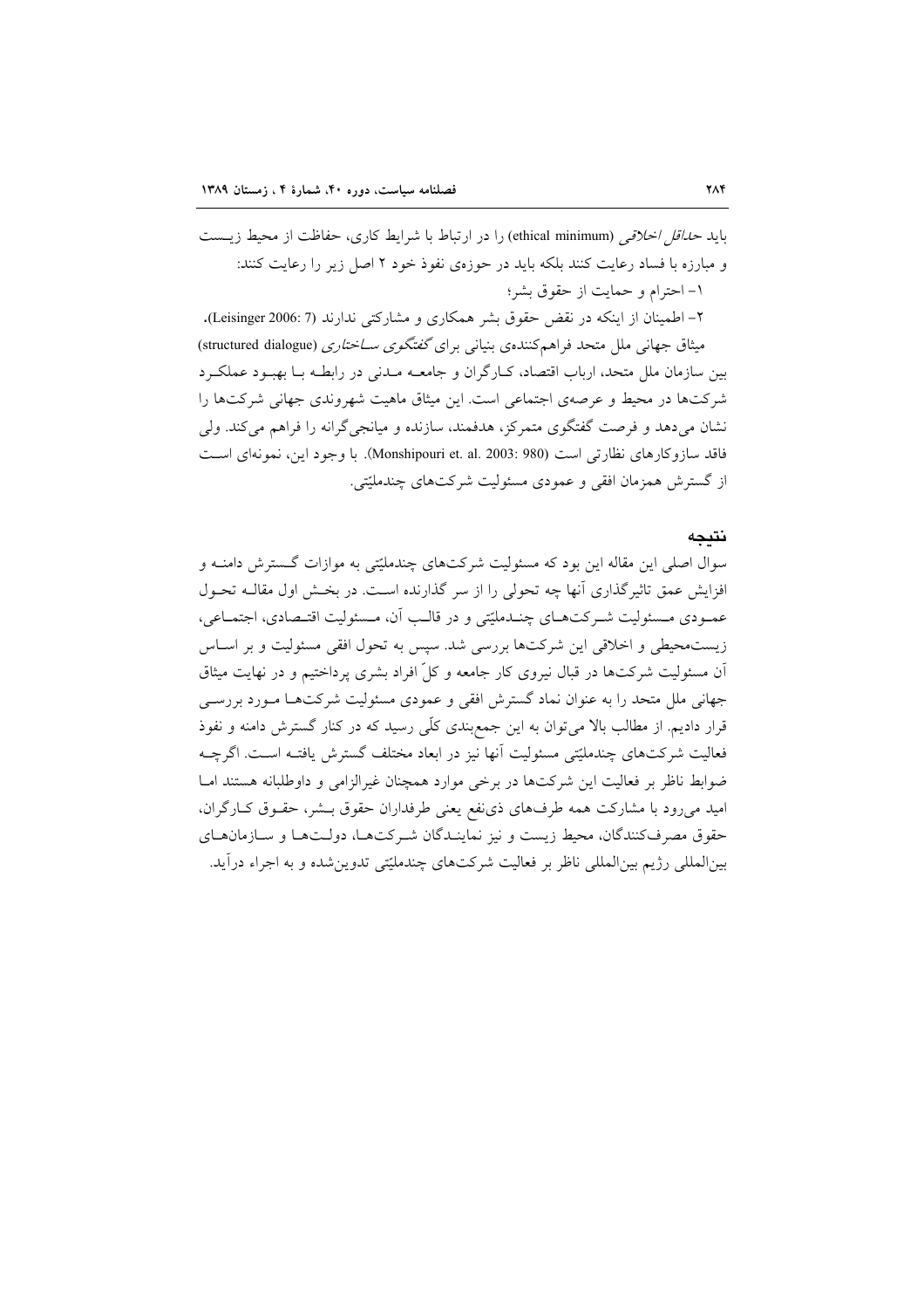باید *حداقل اخلاقی* (ethical minimum) را در ارتباط با شرایط کاری، حفاظت از محیط زیست و مبارزه با فساد رعایت کنند بلکه باید در حوزه‌ی نفوذ خود ۲ اصل زیر را رعایت کنند:

۱- احترام و حمایت از حقوق بشر؛

۲- اطمینان از اینکه در نقض حقوق بشر همکاری و مشارکتی ندارند (Leisinger 2006: 7).

میثاق جهانی ملل متحد فراهم‌کننده‌ی بنیانی برای *گفتگوی ساختاری* (structured dialogue) بین سازمان ملل متحد، ارباب اقتصاد، کارگران و جامعه مدنی در رابطه با بهبود عملکرد شرکت‌ها در محیط و عرصه‌ی اجتماعی است. این میثاق ماهیت شهروندی جهانی شرکت‌ها را نشان می‌دهد و فرصت گفتگوی متمرکز، هدفمند، سازنده و میانجی‌گرانه را فراهم می‌کند. ولی فاقد سازوکارهای نظارتی است (Monshipouri et. al. 2003: 980). با وجود این، نمونه‌ای است از گسترش همزمان افقی و عمودی مسئولیت شرکت‌های چندملیّتی.

## نتیجه

سوال اصلی این مقاله این بود که مسئولیت شرکت‌های چندملیّتی به موازات گسترش دامنه و افزایش عمق تاثیرگذاری آنها چه تحولی را از سر گذارنده است. در بخش اول مقاله تحول عمودی مسئولیت شرکت‌های چندملیّتی و در قالب آن، مسئولیت اقتصادی، اجتماعی، زیست‌محیطی و اخلاقی این شرکت‌ها بررسی شد. سپس به تحول افقی مسئولیت و بر اساس آن مسئولیت شرکت‌ها در قبال نیروی کار جامعه و کلّ افراد بشری پرداختیم و در نهایت میثاق جهانی ملل متحد را به عنوان نماد گسترش افقی و عمودی مسئولیت شرکت‌ها مورد بررسی قرار دادیم. از مطالب بالا می‌توان به این جمع‌بندی کلّی رسید که در کنار گسترش دامنه و نفوذ فعالیت شرکت‌های چندملیّتی مسئولیت آنها نیز در ابعاد مختلف گسترش یافته است. اگرچه ضوابط ناظر بر فعالیت این شرکت‌ها در برخی موارد همچنان غیرالزامی و داوطلبانه هستند اما امید می‌رود با مشارکت همه طرف‌های ذی‌نفع یعنی طرفداران حقوق بشر، حقوق کارگران، حقوق مصرف‌کنندگان، محیط زیست و نیز نمایندگان شرکت‌ها، دولت‌ها و سازمان‌های بین‌المللی رژیم بین‌المللی ناظر بر فعالیت شرکت‌های چندملیّتی تدوین‌شده و به اجراء درآید.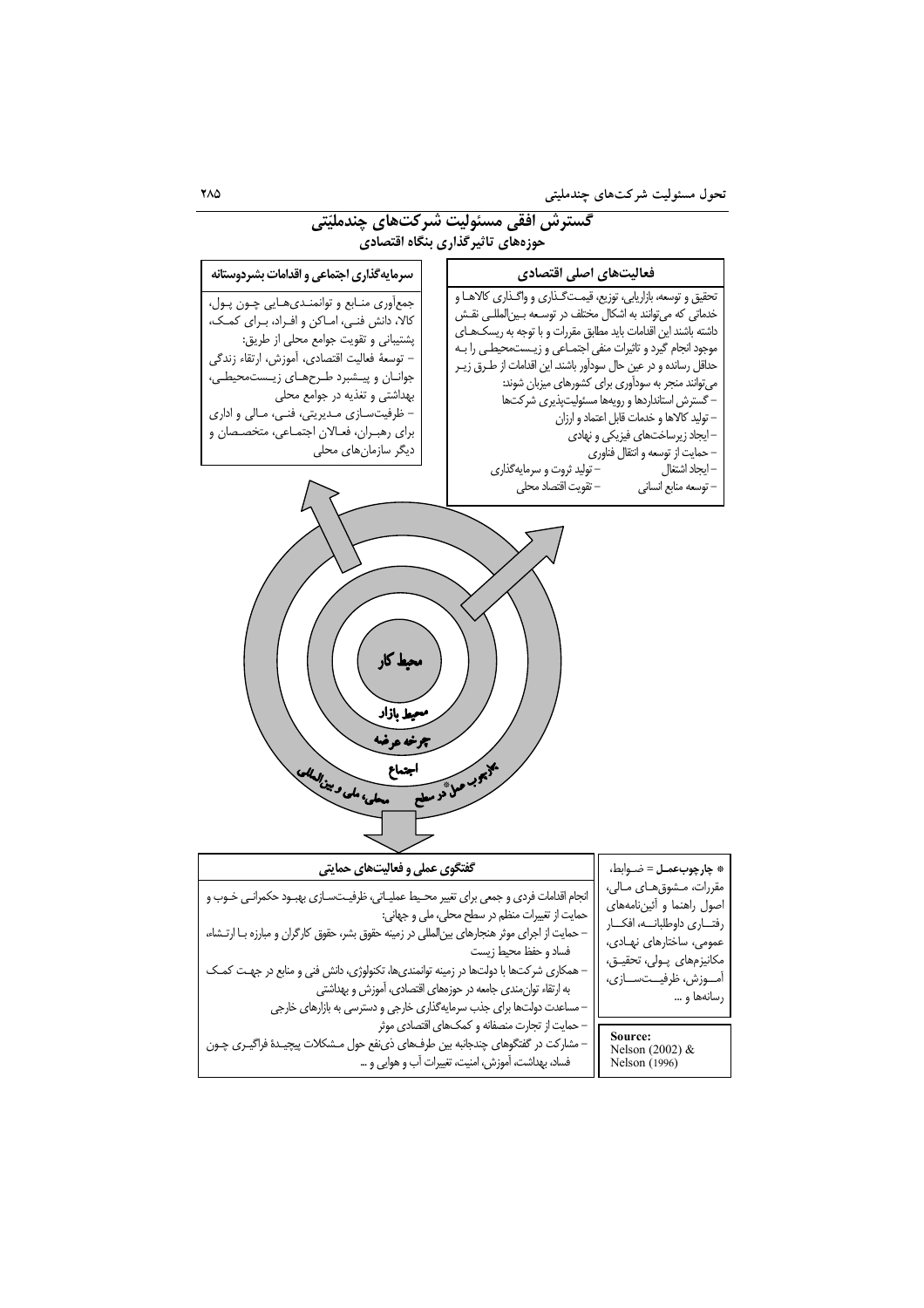## گسترش افقی مسئولیت شرکت‌های چندملیتی

### حوزه‌های تاثیرگذاری بنگاه اقتصادی

**فعالیت‌های اصلی اقتصادی**

تحقیق و توسعه، بازاریابی، توزیع، قیمت‌گذاری و واگذاری کالاها و خدماتی که می‌توانند به اشکال مختلف در توسعه بین‌المللی نقش داشته باشند این اقدامات باید مطابق مقررات و با توجه به ریسک‌های موجود انجام گیرد و تاثیرات منفی اجتماعی و زیست‌محیطی را به حداقل رسانده و در عین حال سودآور باشند. این اقدامات از طرق زیر می‌توانند منجر به سودآوری برای کشورهای میزبان شوند:

- گسترش استانداردها و رویه‌ها مسئولیت‌پذیری شرکت‌ها
- تولید کالاها و خدمات قابل اعتماد و ارزان
- ایجاد زیرساخت‌های فیزیکی و نهادی
- حمایت از توسعه و انتقال فناوری
- ایجاد اشتغال
- تولید ثروت و سرمایه‌گذاری
- توسعه منابع انسانی
- تقویت اقتصاد محلی

**سرمایه‌گذاری اجتماعی و اقدامات بشردوستانه**

جمع‌آوری منابع و توانمندی‌هایی چون پول، کالا، دانش فنی، اماکن و افراد، برای کمک، پشتیبانی و تقویت جوامع محلی از طریق:

- توسعهٔ فعالیت اقتصادی، آموزش، ارتقاء زندگی جوانان و پیشبرد طرح‌های زیست‌محیطی، بهداشتی و تغذیه در جوامع محلی
- ظرفیت‌سازی مدیریتی، فنی، مالی و اداری برای رهبران، فعالان اجتماعی، متخصصان و دیگر سازمان‌های محلی

محیط کار

محیط بازار

چرخه عرضه

اجتماع

چارچوب عمل* در سطح محلی، ملی و بین‌المللی

**گفتگوی عملی و فعالیت‌های حمایتی**

انجام اقدامات فردی و جمعی برای تغییر محیط عملیاتی، ظرفیت‌سازی بهبود حکمرانی خوب و حمایت از تغییرات منظم در سطح محلی، ملی و جهانی:

- حمایت از اجرای موثر هنجارهای بین‌المللی در زمینه حقوق بشر، حقوق کارگران و مبارزه با ارتشاء، فساد و حفظ محیط زیست
- همکاری شرکت‌ها با دولت‌ها در زمینه توانمندی‌ها، تکنولوژی، دانش فنی و منابع در جهت کمک به ارتقاء توان‌مندی جامعه در حوزه‌های اقتصادی، آموزش و بهداشتی
- مساعدت دولت‌ها برای جذب سرمایه‌گذاری خارجی و دسترسی به بازارهای خارجی
- حمایت از تجارت منصفانه و کمک‌های اقتصادی موثر
- مشارکت در گفتگوهای چندجانبه بین طرف‌های ذی‌نفع حول مشکلات پیچیدهٔ فراگیری چون فساد، بهداشت، آموزش، امنیت، تغییرات آب و هوایی و ...

* چارچوب‌عمل = ضوابط، مقررات، مشوق‌های مالی، اصول راهنما و آئین‌نامه‌های رفتاری داوطلبانه، افکار عمومی، ساختارهای نهادی، مکانیزم‌های پولی، تحقیق، آموزش، ظرفیت‌سازی، رسانه‌ها و ...

Source:
Nelson (2002) &
Nelson (1996)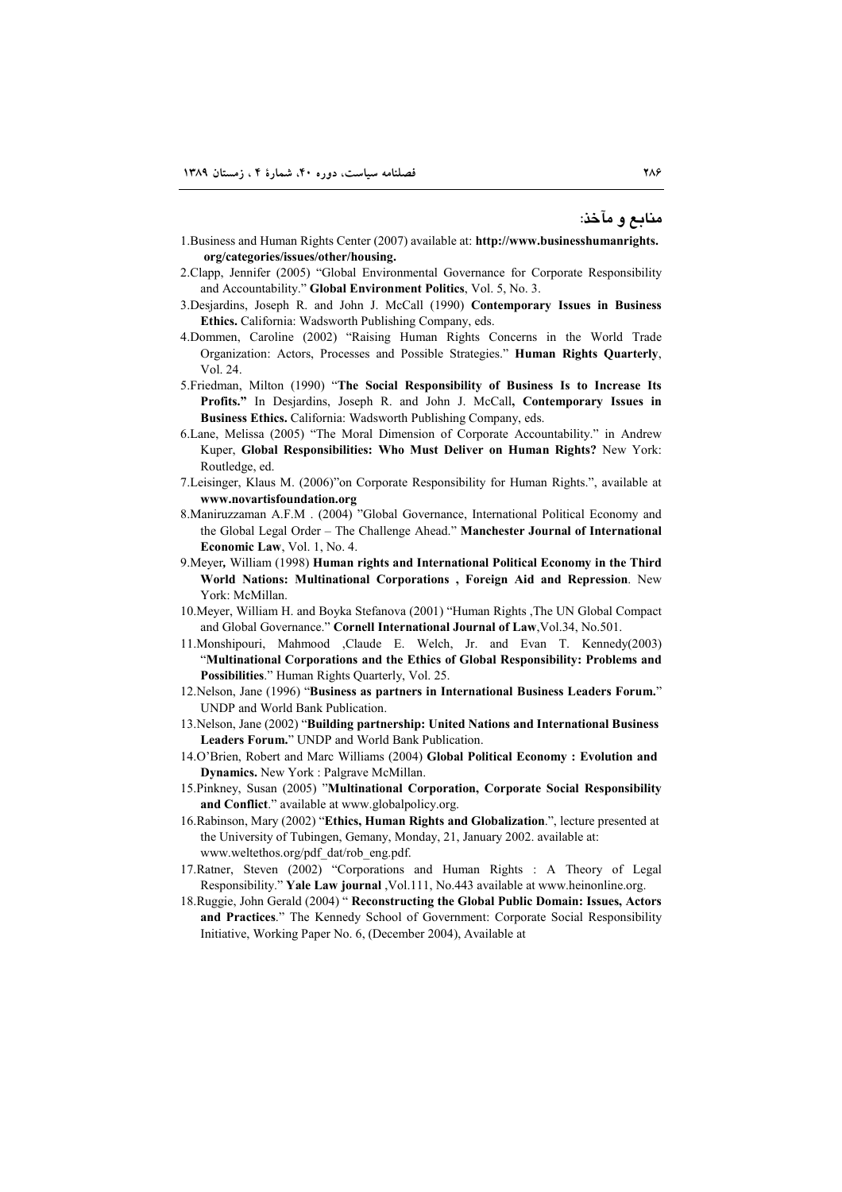## منابع و مآخذ:

1.Business and Human Rights Center (2007) available at: **http://www.businesshumanrights.org/categories/issues/other/housing.**

2.Clapp, Jennifer (2005) "Global Environmental Governance for Corporate Responsibility and Accountability." **Global Environment Politics**, Vol. 5, No. 3.

3.Desjardins, Joseph R. and John J. McCall (1990) **Contemporary Issues in Business Ethics.** California: Wadsworth Publishing Company, eds.

4.Dommen, Caroline (2002) "Raising Human Rights Concerns in the World Trade Organization: Actors, Processes and Possible Strategies." **Human Rights Quarterly**, Vol. 24.

5.Friedman, Milton (1990) "**The Social Responsibility of Business Is to Increase Its Profits.**" In Desjardins, Joseph R. and John J. McCall**, Contemporary Issues in Business Ethics.** California: Wadsworth Publishing Company, eds.

6.Lane, Melissa (2005) "The Moral Dimension of Corporate Accountability." in Andrew Kuper, **Global Responsibilities: Who Must Deliver on Human Rights?** New York: Routledge, ed.

7.Leisinger, Klaus M. (2006)"on Corporate Responsibility for Human Rights.", available at **www.novartisfoundation.org**

8.Maniruzzaman A.F.M . (2004) "Global Governance, International Political Economy and the Global Legal Order – The Challenge Ahead." **Manchester Journal of International Economic Law**, Vol. 1, No. 4.

9.Meyer*,* William (1998) **Human rights and International Political Economy in the Third World Nations: Multinational Corporations , Foreign Aid and Repression**. New York: McMillan.

10.Meyer, William H. and Boyka Stefanova (2001) "Human Rights ,The UN Global Compact and Global Governance." **Cornell International Journal of Law**,Vol.34, No.501.

11.Monshipouri, Mahmood ,Claude E. Welch, Jr. and Evan T. Kennedy(2003) "**Multinational Corporations and the Ethics of Global Responsibility: Problems and Possibilities**." Human Rights Quarterly, Vol. 25.

12.Nelson, Jane (1996) "**Business as partners in International Business Leaders Forum.**" UNDP and World Bank Publication.

13.Nelson, Jane (2002) "**Building partnership: United Nations and International Business Leaders Forum.**" UNDP and World Bank Publication.

14.O'Brien, Robert and Marc Williams (2004) **Global Political Economy : Evolution and Dynamics.** New York : Palgrave McMillan.

15.Pinkney, Susan (2005) "**Multinational Corporation, Corporate Social Responsibility and Conflict**." available at www.globalpolicy.org.

16.Rabinson, Mary (2002) "**Ethics, Human Rights and Globalization**.", lecture presented at the University of Tubingen, Gemany, Monday, 21, January 2002. available at: www.weltethos.org/pdf_dat/rob_eng.pdf.

17.Ratner, Steven (2002) "Corporations and Human Rights : A Theory of Legal Responsibility." **Yale Law journal** ,Vol.111, No.443 available at www.heinonline.org.

18.Ruggie, John Gerald (2004) " **Reconstructing the Global Public Domain: Issues, Actors and Practices**." The Kennedy School of Government: Corporate Social Responsibility Initiative, Working Paper No. 6, (December 2004), Available at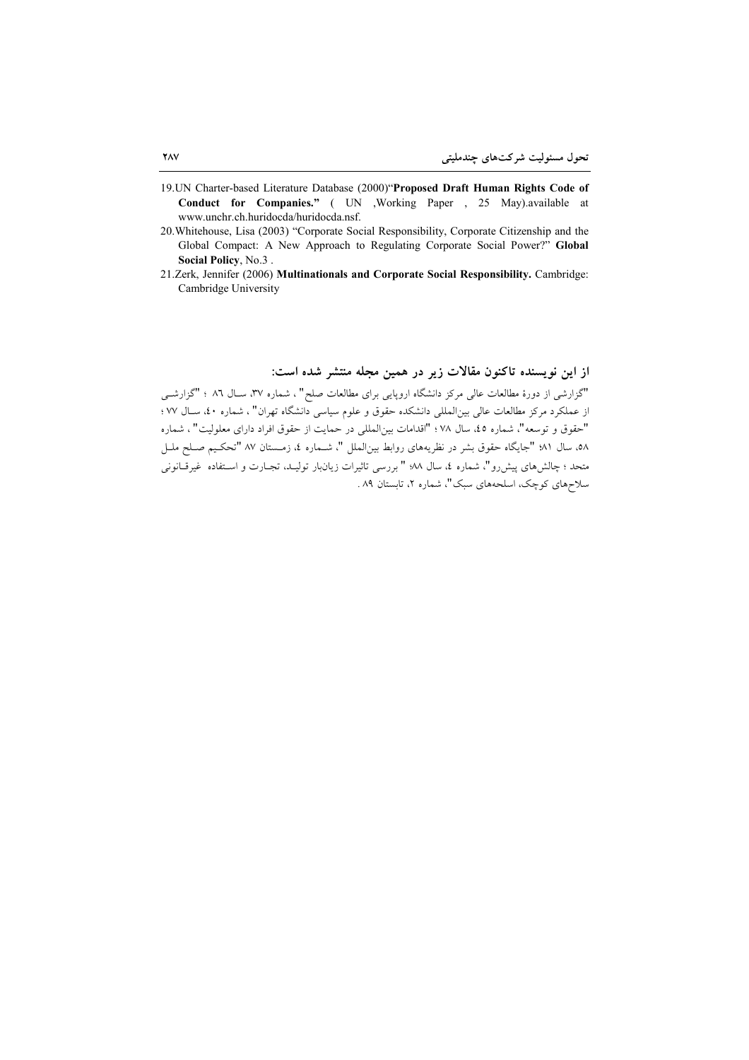19.UN Charter-based Literature Database (2000)"**Proposed Draft Human Rights Code of Conduct for Companies.**" ( UN ,Working Paper , 25 May).available at www.unchr.ch.huridocda/huridocda.nsf.

20.Whitehouse, Lisa (2003) "Corporate Social Responsibility, Corporate Citizenship and the Global Compact: A New Approach to Regulating Corporate Social Power?" **Global Social Policy**, No.3 .

21.Zerk, Jennifer (2006) **Multinationals and Corporate Social Responsibility.** Cambridge: Cambridge University

**از این نویسنده تاکنون مقالات زیر در همین مجله منتشر شده است:**

"گزارشی از دورهٔ مطالعات عالی مرکز دانشگاه اروپایی برای مطالعات صلح" ، شماره ۳۷، سال ۸۶ ؛ "گزارشی از عملکرد مرکز مطالعات عالی بین‌المللی دانشکده حقوق و علوم سیاسی دانشگاه تهران" ، شماره ۴۰، سال ۷۷ ؛ "حقوق و توسعه"، شماره ٤٥، سال ۷۸ ؛ "اقدامات بین‌المللی در حمایت از حقوق افراد دارای معلولیت" ، شماره ۵۸، سال ۸۱؛ "جایگاه حقوق بشر در نظریه‌های روابط بین‌الملل "، شماره ٤، زمستان ۸۷ "تحکیم صلح ملل متحد ؛ چالش‌های پیش‌رو"، شماره ٤، سال ۸۸؛ " بررسی تاثیرات زیانبار تولید، تجارت و استفاده غیرقانونی سلاح‌های کوچک، اسلحه‌های سبک"، شماره ۲، تابستان ۸۹ .